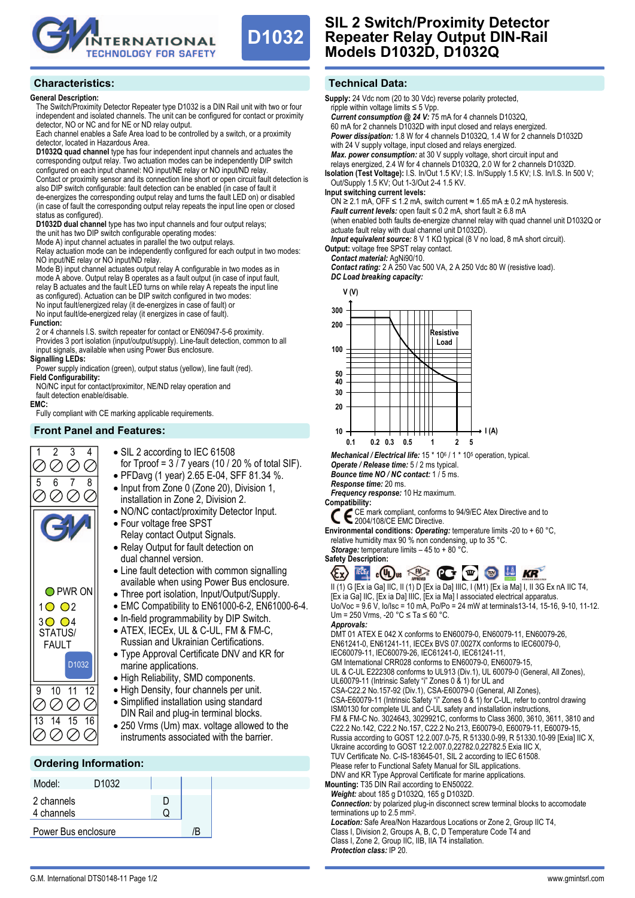# SIL 2 Switch/Proximity Detector Repeater Relay Output DIN-Rail Models D1032D, D1032Q

D1032

## Characteristics:

**General Description:**
The Switch/Proximity Detector Repeater type D1032 is a DIN Rail unit with two or four independent and isolated channels. The unit can be configured for contact or proximity detector, NO or NC and for NE or ND relay output.
Each channel enables a Safe Area load to be controlled by a switch, or a proximity detector, located in Hazardous Area.
**D1032Q quad channel** type has four independent input channels and actuates the corresponding output relay. Two actuation modes can be independently DIP switch configured on each input channel: NO input/NE relay or NO input/ND relay.
Contact or proximity sensor and its connection line short or open circuit fault detection is also DIP switch configurable: fault detection can be enabled (in case of fault it de-energizes the corresponding output relay and turns the fault LED on) or disabled (in case of fault the corresponding output relay repeats the input line open or closed status as configured).
**D1032D dual channel** type has two input channels and four output relays; the unit has two DIP switch configurable operating modes:
Mode A) input channel actuates in parallel the two output relays.
Relay actuation mode can be independently configured for each output in two modes: NO input/NE relay or NO input/ND relay.
Mode B) input channel actuates output relay A configurable in two modes as in mode A above. Output relay B operates as a fault output (in case of input fault, relay B actuates and the fault LED turns on while relay A repeats the input line as configured). Actuation can be DIP switch configured in two modes:
NO input fault/energized relay (it de-energizes in case of fault) or
NO input fault/de-energized relay (it energizes in case of fault).

**Function:**
2 or 4 channels I.S. switch repeater for contact or EN60947-5-6 proximity.
Provides 3 port isolation (input/output/supply). Line-fault detection, common to all input signals, available when using Power Bus enclosure.

**Signalling LEDs:**
Power supply indication (green), output status (yellow), line fault (red).

**Field Configurability:**
NO/NC input for contact/proximitor, NE/ND relay operation and fault detection enable/disable.

**EMC:**
Fully compliant with CE marking applicable requirements.

## Front Panel and Features:

Front panel: terminals 1 2 3 4 / 5 6 7 8 (top), 9 10 11 12 / 13 14 15 16 (bottom); LEDs: PWR ON, 1, 2, 3, 4 STATUS/FAULT; D1032.

- SIL 2 according to IEC 61508 for Tproof = 3 / 7 years (10 / 20 % of total SIF).
- PFDavg (1 year) 2.65 E-04, SFF 81.34 %.
- Input from Zone 0 (Zone 20), Division 1, installation in Zone 2, Division 2.
- NO/NC contact/proximity Detector Input.
- Four voltage free SPST Relay contact Output Signals.
- Relay Output for fault detection on dual channel version.
- Line fault detection with common signalling available when using Power Bus enclosure.
- Three port isolation, Input/Output/Supply.
- EMC Compatibility to EN61000-6-2, EN61000-6-4.
- In-field programmability by DIP Switch.
- ATEX, IECEx, UL & C-UL, FM & FM-C, Russian and Ukrainian Certifications.
- Type Approval Certificate DNV and KR for marine applications.
- High Reliability, SMD components.
- High Density, four channels per unit.
- Simplified installation using standard DIN Rail and plug-in terminal blocks.
- 250 Vrms (Um) max. voltage allowed to the instruments associated with the barrier.

## Ordering Information:

| Model: | D1032 | | |
|---|---|---|---|
| 2 channels | | D | |
| 4 channels | | Q | |
| Power Bus enclosure | | | /B |

## Technical Data:

**Supply:** 24 Vdc nom (20 to 30 Vdc) reverse polarity protected, ripple within voltage limits ≤ 5 Vpp.
***Current consumption @ 24 V:*** 75 mA for 4 channels D1032Q, 60 mA for 2 channels D1032D with input closed and relays energized.
***Power dissipation:*** 1.8 W for 4 channels D1032Q, 1.4 W for 2 channels D1032D with 24 V supply voltage, input closed and relays energized.
***Max. power consumption:*** at 30 V supply voltage, short circuit input and relays energized, 2.4 W for 4 channels D1032Q, 2.0 W for 2 channels D1032D.
**Isolation (Test Voltage):** I.S. In/Out 1.5 KV; I.S. In/Supply 1.5 KV; I.S. In/I.S. In 500 V; Out/Supply 1.5 KV; Out 1-3/Out 2-4 1.5 KV.
**Input switching current levels:**
ON ≥ 2.1 mA, OFF ≤ 1.2 mA, switch current ≈ 1.65 mA ± 0.2 mA hysteresis.
***Fault current levels:*** open fault ≤ 0.2 mA, short fault ≥ 6.8 mA
(when enabled both faults de-energize channel relay with quad channel unit D1032Q or actuate fault relay with dual channel unit D1032D).
***Input equivalent source:*** 8 V 1 KΩ typical (8 V no load, 8 mA short circuit).
**Output:** voltage free SPST relay contact.
***Contact material:*** AgNi90/10.
***Contact rating:*** 2 A 250 Vac 500 VA, 2 A 250 Vdc 80 W (resistive load).
***DC Load breaking capacity:***

[Chart: V (V) axis 10, 20, 30, 40, 50, 100, 200, 300 vs I (A) axis 0.1, 0.2, 0.3, 0.5, 1, 2, 5; curve labelled "Resistive Load"]

***Mechanical / Electrical life:*** 15 * $10^6$ / 1 * $10^5$ operation, typical.
***Operate / Release time:*** 5 / 2 ms typical.
***Bounce time NO / NC contact:*** 1 / 5 ms.
***Response time:*** 20 ms.
***Frequency response:*** 10 Hz maximum.
**Compatibility:**
CE mark compliant, conforms to 94/9/EC Atex Directive and to 2004/108/CE EMC Directive.
**Environmental conditions:** ***Operating:*** temperature limits -20 to + 60 °C, relative humidity max 90 % non condensing, up to 35 °C.
***Storage:*** temperature limits – 45 to + 80 °C.
**Safety Description:**
II (1) G [Ex ia Ga] IIC, II (1) D [Ex ia Da] IIIC, I (M1) [Ex ia Ma] I, II 3G Ex nA IIC T4, [Ex ia Ga] IIC, [Ex ia Da] IIIC, [Ex ia Ma] I associated electrical apparatus.
Uo/Voc = 9.6 V, Io/Isc = 10 mA, Po/Po = 24 mW at terminals13-14, 15-16, 9-10, 11-12.
Um = 250 Vrms, -20 °C ≤ Ta ≤ 60 °C.
***Approvals:***
DMT 01 ATEX E 042 X conforms to EN60079-0, EN60079-11, EN60079-26, EN61241-0, EN61241-11, IECEx BVS 07.0027X conforms to IEC60079-0, IEC60079-11, IEC60079-26, IEC61241-0, IEC61241-11,
GM International CRR028 conforms to EN60079-0, EN60079-15,
UL & C-UL E222308 conforms to UL913 (Div.1), UL 60079-0 (General, All Zones), UL60079-11 (Intrinsic Safety "i" Zones 0 & 1) for UL and
CSA-C22.2 No.157-92 (Div.1), CSA-E60079-0 (General, All Zones),
CSA-E60079-11 (Intrinsic Safety "i" Zones 0 & 1) for C-UL, refer to control drawing ISM0130 for complete UL and C-UL safety and installation instructions,
FM & FM-C No. 3024643, 3029921C, conforms to Class 3600, 3610, 3611, 3810 and C22.2 No.142, C22.2 No.157, C22.2 No.213, E60079-0, E60079-11, E60079-15,
Russia according to GOST 12.2.007.0-75, R 51330.0-99, R 51330.10-99 [Exia] IIC X,
Ukraine according to GOST 12.2.007.0,22782.0,22782.5 Exia IIC X,
TUV Certificate No. C-IS-183645-01, SIL 2 according to IEC 61508.
Please refer to Functional Safety Manual for SIL applications.
DNV and KR Type Approval Certificate for marine applications.
**Mounting:** T35 DIN Rail according to EN50022.
***Weight:*** about 185 g D1032Q, 165 g D1032D.
***Connection:*** by polarized plug-in disconnect screw terminal blocks to accomodate terminations up to 2.5 $mm^2$.
***Location:*** Safe Area/Non Hazardous Locations or Zone 2, Group IIC T4, Class I, Division 2, Groups A, B, C, D Temperature Code T4 and Class I, Zone 2, Group IIC, IIB, IIA T4 installation.
***Protection class:*** IP 20.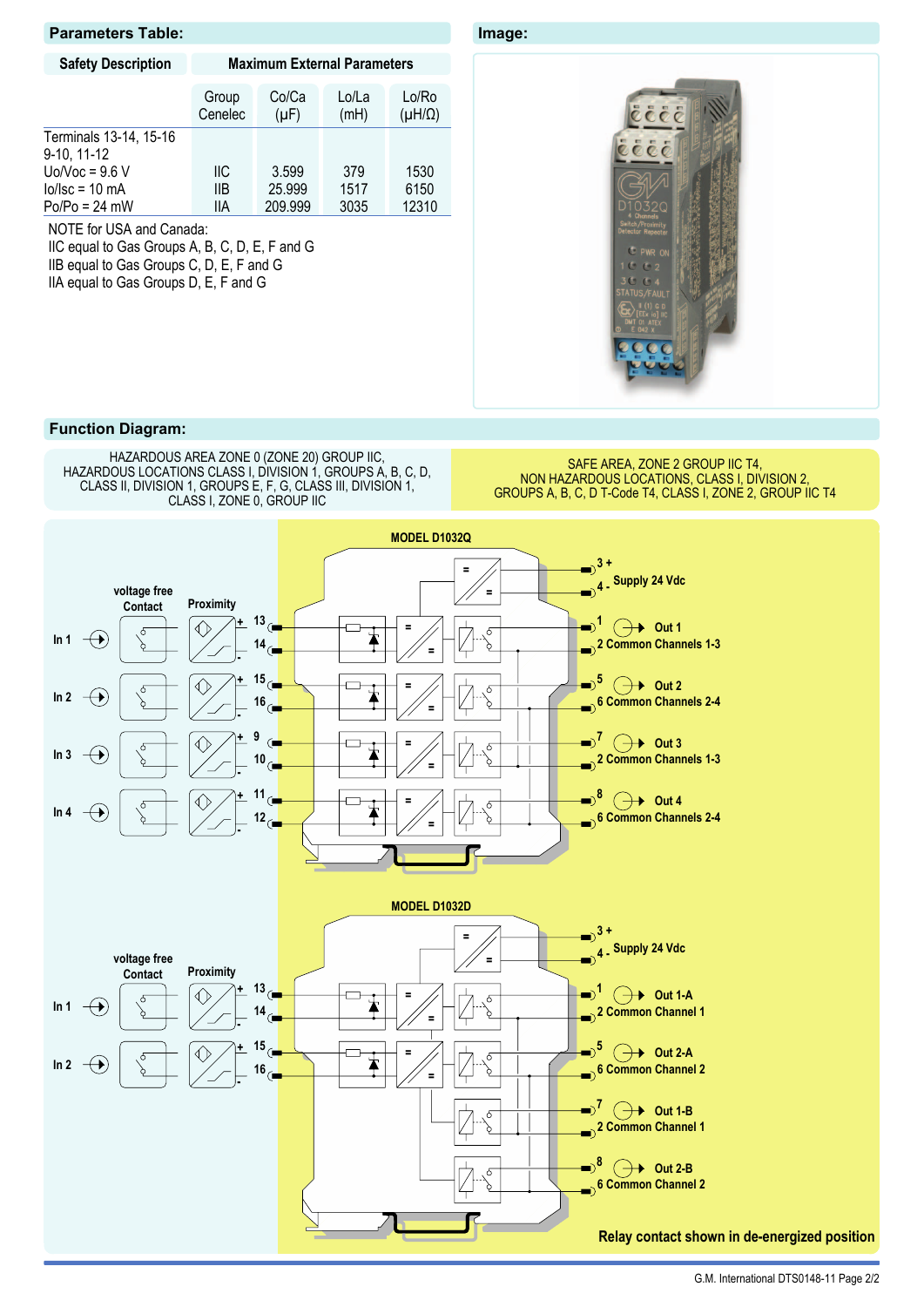## Parameters Table:

| Safety Description | Maximum External Parameters | | | |
|---|---|---|---|---|
| | Group Cenelec | Co/Ca (µF) | Lo/La (mH) | Lo/Ro (µH/Ω) |
| Terminals 13-14, 15-16, 9-10, 11-12, Uo/Voc = 9.6 V, Io/Isc = 10 mA, Po/Po = 24 mW | IIC | 3.599 | 379 | 1530 |
| | IIB | 25.999 | 1517 | 6150 |
| | IIA | 209.999 | 3035 | 12310 |

NOTE for USA and Canada:
IIC equal to Gas Groups A, B, C, D, E, F and G
IIB equal to Gas Groups C, D, E, F and G
IIA equal to Gas Groups D, E, F and G

## Image:

## Function Diagram:

HAZARDOUS AREA ZONE 0 (ZONE 20) GROUP IIC, HAZARDOUS LOCATIONS CLASS I, DIVISION 1, GROUPS A, B, C, D, CLASS II, DIVISION 1, GROUPS E, F, G, CLASS III, DIVISION 1, CLASS I, ZONE 0, GROUP IIC

SAFE AREA, ZONE 2 GROUP IIC T4, NON HAZARDOUS LOCATIONS, CLASS I, DIVISION 2, GROUPS A, B, C, D T-Code T4, CLASS I, ZONE 2, GROUP IIC T4

MODEL D1032Q

voltage free Contact
Proximity
In 1, In 2, In 3, In 4
13, 14, 15, 16, 9, 10, 11, 12
3 + 4 - Supply 24 Vdc
1 Out 1
2 Common Channels 1-3
5 Out 2
6 Common Channels 2-4
7 Out 3
2 Common Channels 1-3
8 Out 4
6 Common Channels 2-4

MODEL D1032D

voltage free Contact
Proximity
In 1, In 2
13, 14, 15, 16
3 + 4 - Supply 24 Vdc
1 Out 1-A
2 Common Channel 1
5 Out 2-A
6 Common Channel 2
7 Out 1-B
2 Common Channel 1
8 Out 2-B
6 Common Channel 2

Relay contact shown in de-energized position

G.M. International DTS0148-11